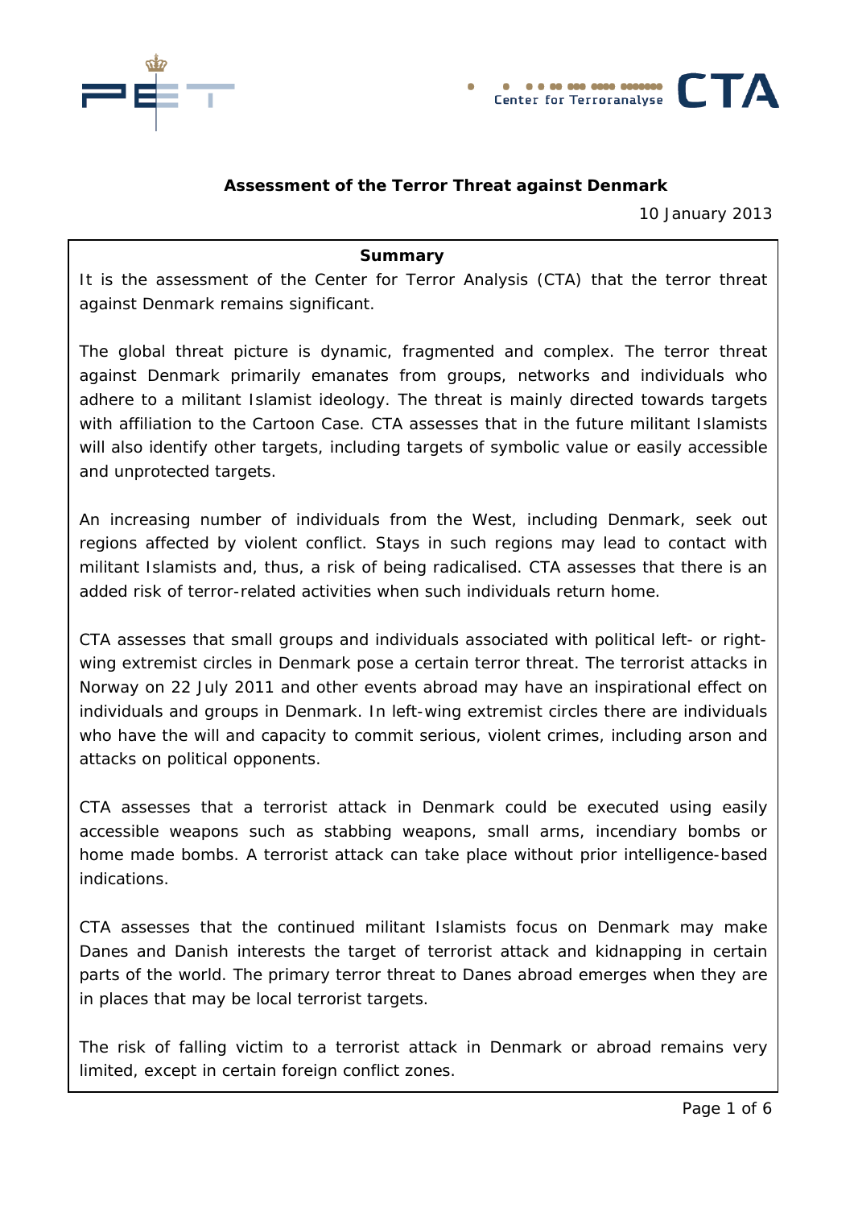# Assessment of the Terror Threat against Denmark

10 January 2013

## Summary

It is the assessment of the Center for Terror Analysis (CTA) that the terror threat against Denmark remains significant.

The global threat picture is dynamic, fragmented and complex. The terror threat against Denmark primarily emanates from groups, networks and individuals who adhere to a militant Islamist ideology. The threat is mainly directed towards targets with affiliation to the Cartoon Case. CTA assesses that in the future militant Islamists will also identify other targets, including targets of symbolic value or easily accessible and unprotected targets.

An increasing number of individuals from the West, including Denmark, seek out regions affected by violent conflict. Stays in such regions may lead to contact with militant Islamists and, thus, a risk of being radicalised. CTA assesses that there is an added risk of terror-related activities when such individuals return home.

CTA assesses that small groups and individuals associated with political left- or right-wing extremist circles in Denmark pose a certain terror threat. The terrorist attacks in Norway on 22 July 2011 and other events abroad may have an inspirational effect on individuals and groups in Denmark. In left-wing extremist circles there are individuals who have the will and capacity to commit serious, violent crimes, including arson and attacks on political opponents.

CTA assesses that a terrorist attack in Denmark could be executed using easily accessible weapons such as stabbing weapons, small arms, incendiary bombs or home made bombs. A terrorist attack can take place without prior intelligence-based indications.

CTA assesses that the continued militant Islamists focus on Denmark may make Danes and Danish interests the target of terrorist attack and kidnapping in certain parts of the world. The primary terror threat to Danes abroad emerges when they are in places that may be local terrorist targets.

The risk of falling victim to a terrorist attack in Denmark or abroad remains very limited, except in certain foreign conflict zones.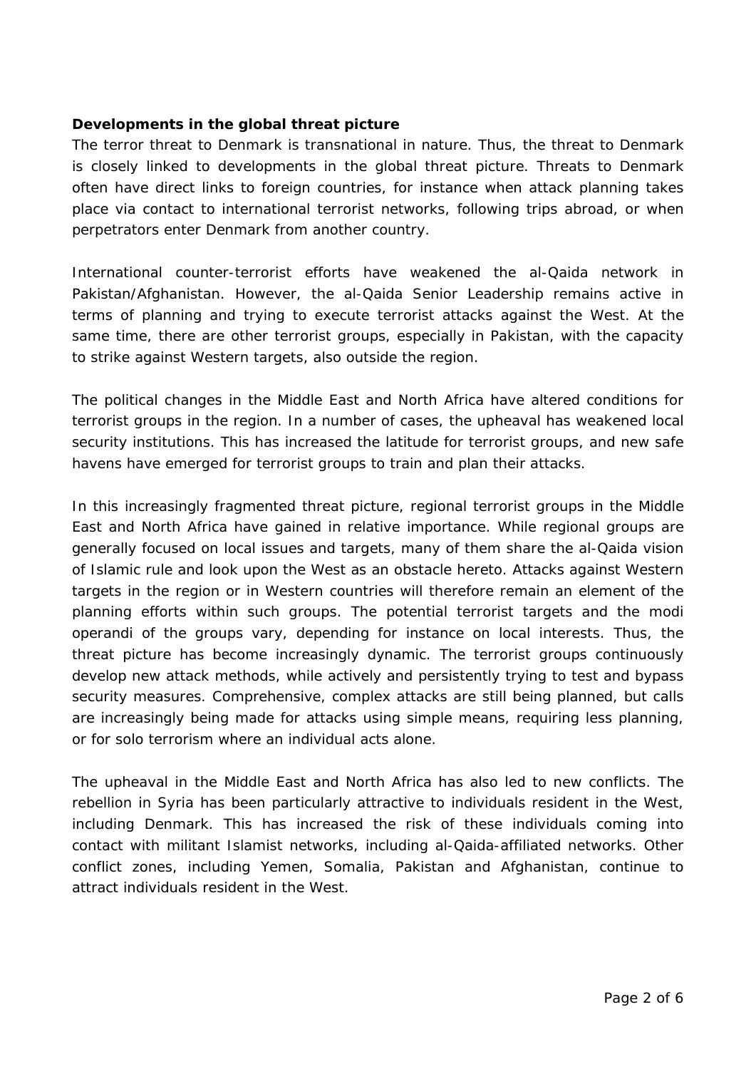**Developments in the global threat picture**

The terror threat to Denmark is transnational in nature. Thus, the threat to Denmark is closely linked to developments in the global threat picture. Threats to Denmark often have direct links to foreign countries, for instance when attack planning takes place via contact to international terrorist networks, following trips abroad, or when perpetrators enter Denmark from another country.

International counter-terrorist efforts have weakened the al-Qaida network in Pakistan/Afghanistan. However, the al-Qaida Senior Leadership remains active in terms of planning and trying to execute terrorist attacks against the West. At the same time, there are other terrorist groups, especially in Pakistan, with the capacity to strike against Western targets, also outside the region.

The political changes in the Middle East and North Africa have altered conditions for terrorist groups in the region. In a number of cases, the upheaval has weakened local security institutions. This has increased the latitude for terrorist groups, and new safe havens have emerged for terrorist groups to train and plan their attacks.

In this increasingly fragmented threat picture, regional terrorist groups in the Middle East and North Africa have gained in relative importance. While regional groups are generally focused on local issues and targets, many of them share the al-Qaida vision of Islamic rule and look upon the West as an obstacle hereto. Attacks against Western targets in the region or in Western countries will therefore remain an element of the planning efforts within such groups. The potential terrorist targets and the modi operandi of the groups vary, depending for instance on local interests. Thus, the threat picture has become increasingly dynamic. The terrorist groups continuously develop new attack methods, while actively and persistently trying to test and bypass security measures. Comprehensive, complex attacks are still being planned, but calls are increasingly being made for attacks using simple means, requiring less planning, or for solo terrorism where an individual acts alone.

The upheaval in the Middle East and North Africa has also led to new conflicts. The rebellion in Syria has been particularly attractive to individuals resident in the West, including Denmark. This has increased the risk of these individuals coming into contact with militant Islamist networks, including al-Qaida-affiliated networks. Other conflict zones, including Yemen, Somalia, Pakistan and Afghanistan, continue to attract individuals resident in the West.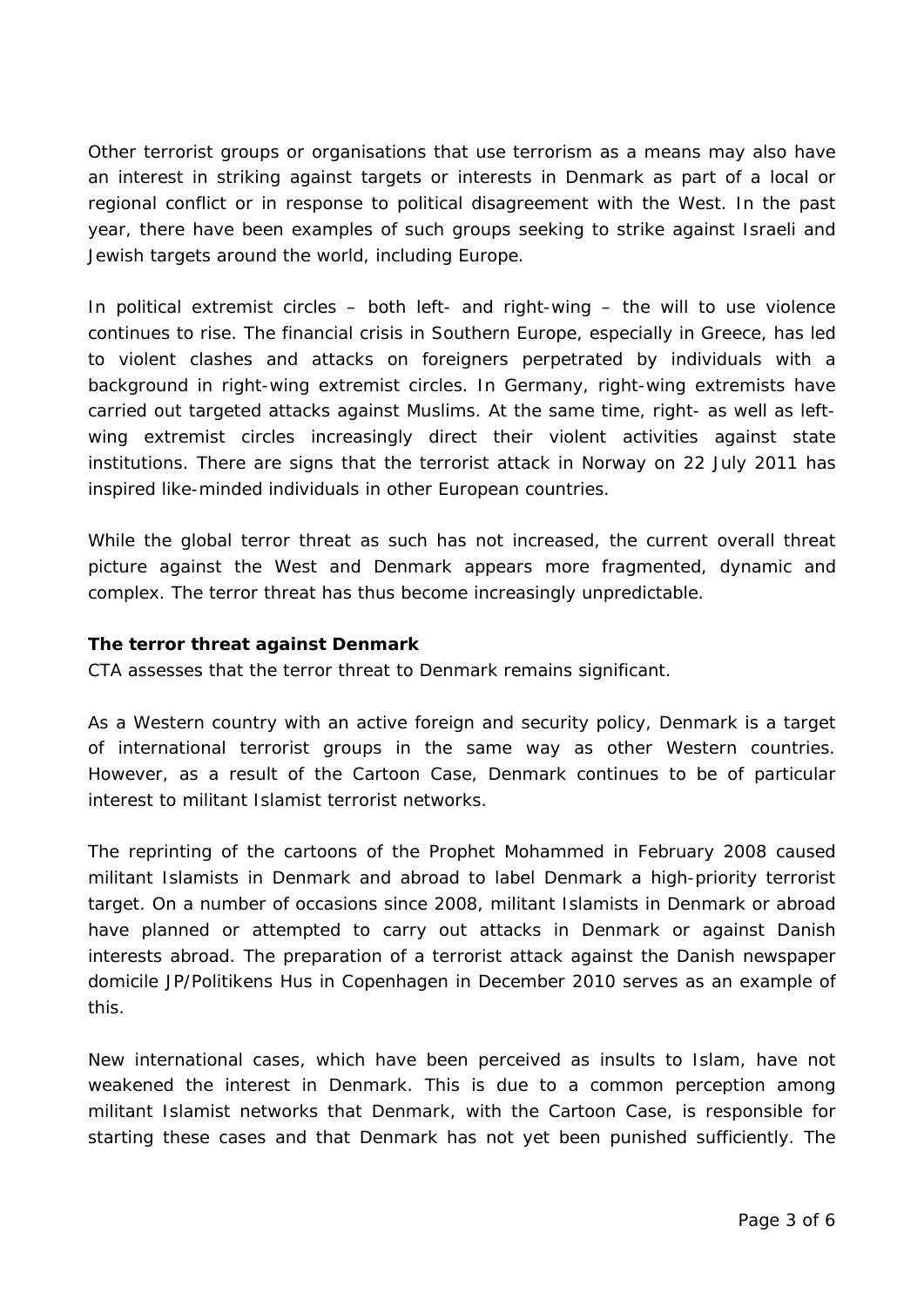Other terrorist groups or organisations that use terrorism as a means may also have an interest in striking against targets or interests in Denmark as part of a local or regional conflict or in response to political disagreement with the West. In the past year, there have been examples of such groups seeking to strike against Israeli and Jewish targets around the world, including Europe.

In political extremist circles – both left- and right-wing – the will to use violence continues to rise. The financial crisis in Southern Europe, especially in Greece, has led to violent clashes and attacks on foreigners perpetrated by individuals with a background in right-wing extremist circles. In Germany, right-wing extremists have carried out targeted attacks against Muslims. At the same time, right- as well as left-wing extremist circles increasingly direct their violent activities against state institutions. There are signs that the terrorist attack in Norway on 22 July 2011 has inspired like-minded individuals in other European countries.

While the global terror threat as such has not increased, the current overall threat picture against the West and Denmark appears more fragmented, dynamic and complex. The terror threat has thus become increasingly unpredictable.

**The terror threat against Denmark**

CTA assesses that the terror threat to Denmark remains significant.

As a Western country with an active foreign and security policy, Denmark is a target of international terrorist groups in the same way as other Western countries. However, as a result of the Cartoon Case, Denmark continues to be of particular interest to militant Islamist terrorist networks.

The reprinting of the cartoons of the Prophet Mohammed in February 2008 caused militant Islamists in Denmark and abroad to label Denmark a high-priority terrorist target. On a number of occasions since 2008, militant Islamists in Denmark or abroad have planned or attempted to carry out attacks in Denmark or against Danish interests abroad. The preparation of a terrorist attack against the Danish newspaper domicile JP/Politikens Hus in Copenhagen in December 2010 serves as an example of this.

New international cases, which have been perceived as insults to Islam, have not weakened the interest in Denmark. This is due to a common perception among militant Islamist networks that Denmark, with the Cartoon Case, is responsible for starting these cases and that Denmark has not yet been punished sufficiently. The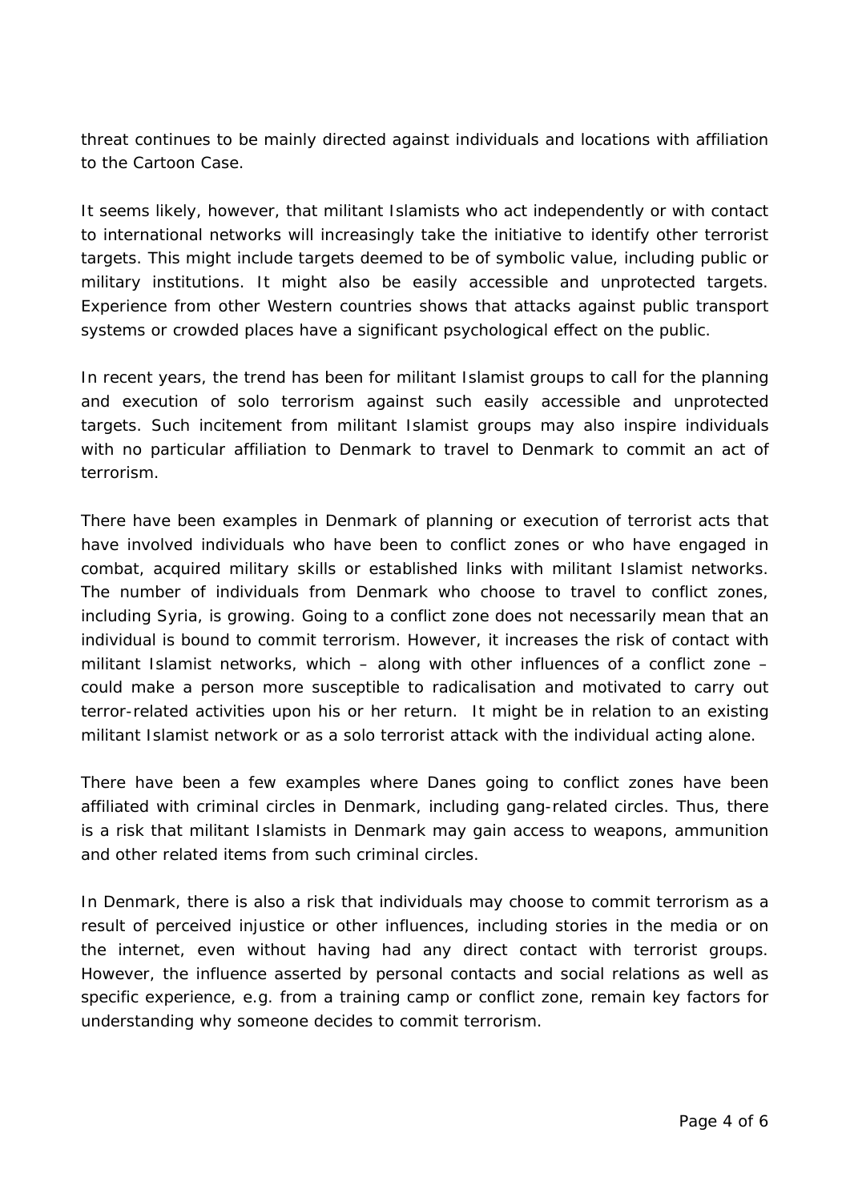threat continues to be mainly directed against individuals and locations with affiliation to the Cartoon Case.

It seems likely, however, that militant Islamists who act independently or with contact to international networks will increasingly take the initiative to identify other terrorist targets. This might include targets deemed to be of symbolic value, including public or military institutions. It might also be easily accessible and unprotected targets. Experience from other Western countries shows that attacks against public transport systems or crowded places have a significant psychological effect on the public.

In recent years, the trend has been for militant Islamist groups to call for the planning and execution of solo terrorism against such easily accessible and unprotected targets. Such incitement from militant Islamist groups may also inspire individuals with no particular affiliation to Denmark to travel to Denmark to commit an act of terrorism.

There have been examples in Denmark of planning or execution of terrorist acts that have involved individuals who have been to conflict zones or who have engaged in combat, acquired military skills or established links with militant Islamist networks. The number of individuals from Denmark who choose to travel to conflict zones, including Syria, is growing. Going to a conflict zone does not necessarily mean that an individual is bound to commit terrorism. However, it increases the risk of contact with militant Islamist networks, which – along with other influences of a conflict zone – could make a person more susceptible to radicalisation and motivated to carry out terror-related activities upon his or her return. It might be in relation to an existing militant Islamist network or as a solo terrorist attack with the individual acting alone.

There have been a few examples where Danes going to conflict zones have been affiliated with criminal circles in Denmark, including gang-related circles. Thus, there is a risk that militant Islamists in Denmark may gain access to weapons, ammunition and other related items from such criminal circles.

In Denmark, there is also a risk that individuals may choose to commit terrorism as a result of perceived injustice or other influences, including stories in the media or on the internet, even without having had any direct contact with terrorist groups. However, the influence asserted by personal contacts and social relations as well as specific experience, e.g. from a training camp or conflict zone, remain key factors for understanding why someone decides to commit terrorism.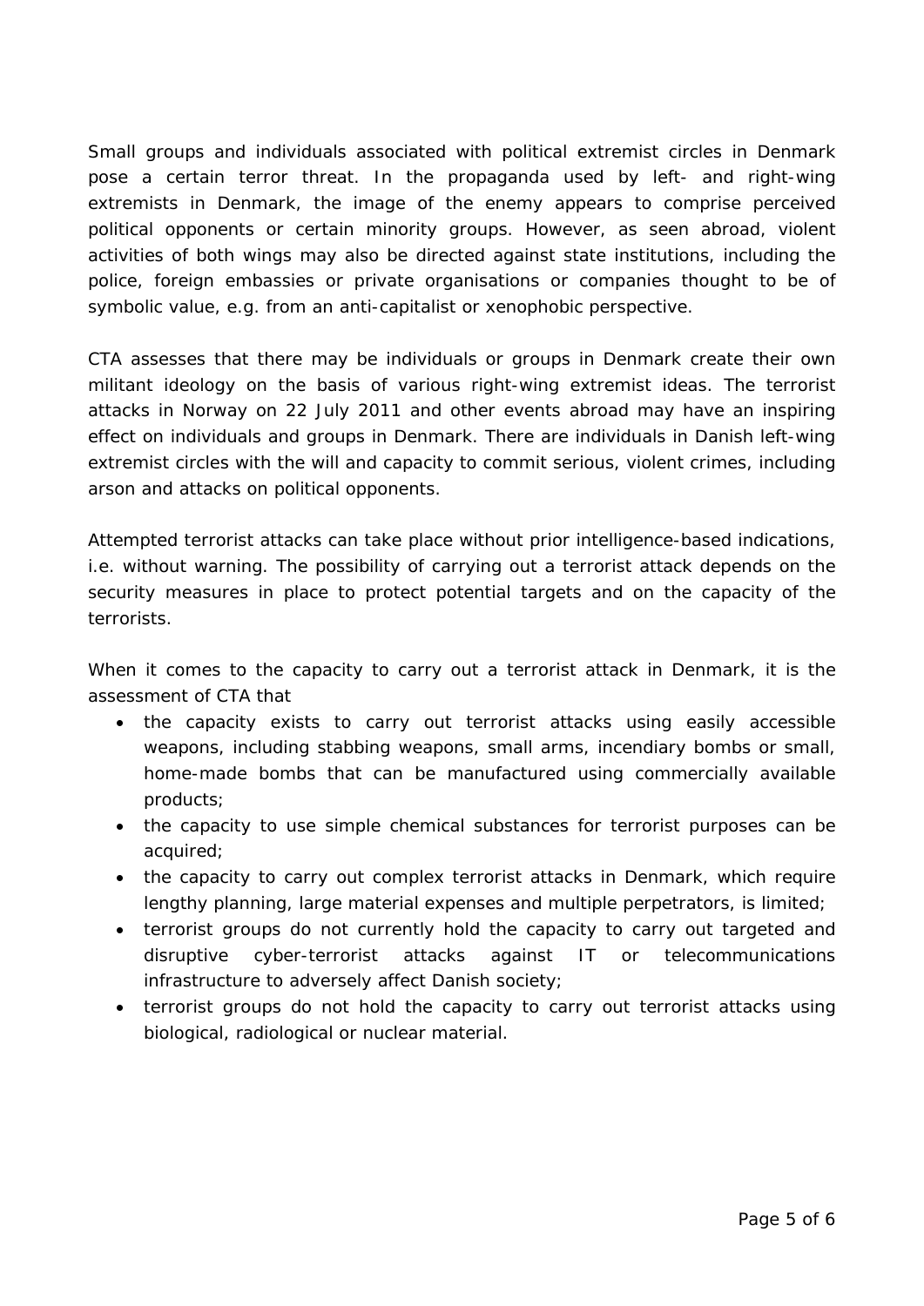Small groups and individuals associated with political extremist circles in Denmark pose a certain terror threat. In the propaganda used by left- and right-wing extremists in Denmark, the image of the enemy appears to comprise perceived political opponents or certain minority groups. However, as seen abroad, violent activities of both wings may also be directed against state institutions, including the police, foreign embassies or private organisations or companies thought to be of symbolic value, e.g. from an anti-capitalist or xenophobic perspective.

CTA assesses that there may be individuals or groups in Denmark create their own militant ideology on the basis of various right-wing extremist ideas. The terrorist attacks in Norway on 22 July 2011 and other events abroad may have an inspiring effect on individuals and groups in Denmark. There are individuals in Danish left-wing extremist circles with the will and capacity to commit serious, violent crimes, including arson and attacks on political opponents.

Attempted terrorist attacks can take place without prior intelligence-based indications, i.e. without warning. The possibility of carrying out a terrorist attack depends on the security measures in place to protect potential targets and on the capacity of the terrorists.

When it comes to the capacity to carry out a terrorist attack in Denmark, it is the assessment of CTA that

- the capacity exists to carry out terrorist attacks using easily accessible weapons, including stabbing weapons, small arms, incendiary bombs or small, home-made bombs that can be manufactured using commercially available products;
- the capacity to use simple chemical substances for terrorist purposes can be acquired;
- the capacity to carry out complex terrorist attacks in Denmark, which require lengthy planning, large material expenses and multiple perpetrators, is limited;
- terrorist groups do not currently hold the capacity to carry out targeted and disruptive cyber-terrorist attacks against IT or telecommunications infrastructure to adversely affect Danish society;
- terrorist groups do not hold the capacity to carry out terrorist attacks using biological, radiological or nuclear material.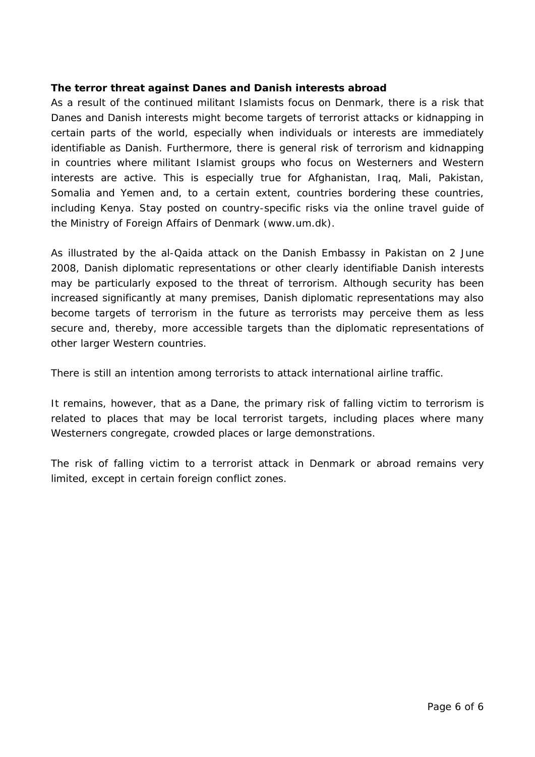**The terror threat against Danes and Danish interests abroad**

As a result of the continued militant Islamists focus on Denmark, there is a risk that Danes and Danish interests might become targets of terrorist attacks or kidnapping in certain parts of the world, especially when individuals or interests are immediately identifiable as Danish. Furthermore, there is general risk of terrorism and kidnapping in countries where militant Islamist groups who focus on Westerners and Western interests are active. This is especially true for Afghanistan, Iraq, Mali, Pakistan, Somalia and Yemen and, to a certain extent, countries bordering these countries, including Kenya. Stay posted on country-specific risks via the online travel guide of the Ministry of Foreign Affairs of Denmark (www.um.dk).

As illustrated by the al-Qaida attack on the Danish Embassy in Pakistan on 2 June 2008, Danish diplomatic representations or other clearly identifiable Danish interests may be particularly exposed to the threat of terrorism. Although security has been increased significantly at many premises, Danish diplomatic representations may also become targets of terrorism in the future as terrorists may perceive them as less secure and, thereby, more accessible targets than the diplomatic representations of other larger Western countries.

There is still an intention among terrorists to attack international airline traffic.

It remains, however, that as a Dane, the primary risk of falling victim to terrorism is related to places that may be local terrorist targets, including places where many Westerners congregate, crowded places or large demonstrations.

The risk of falling victim to a terrorist attack in Denmark or abroad remains very limited, except in certain foreign conflict zones.